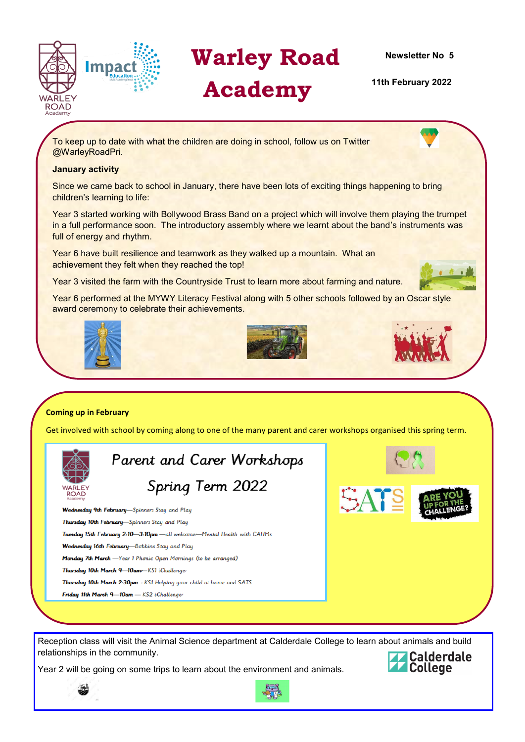# Warley Road Academy

**Newsletter No 5**

**11th February 2022**

To keep up to date with what the children are doing in school, follow us on Twitter @WarleyRoadPri.

**January activity**

Since we came back to school in January, there have been lots of exciting things happening to bring children's learning to life:

Year 3 started working with Bollywood Brass Band on a project which will involve them playing the trumpet in a full performance soon. The introductory assembly where we learnt about the band's instruments was full of energy and rhythm.

Year 6 have built resilience and teamwork as they walked up a mountain. What an achievement they felt when they reached the top!

Year 3 visited the farm with the Countryside Trust to learn more about farming and nature.

Year 6 performed at the MYWY Literacy Festival along with 5 other schools followed by an Oscar style award ceremony to celebrate their achievements.

**Coming up in February**

Get involved with school by coming along to one of the many parent and carer workshops organised this spring term.

## Parent and Carer Workshops

## Spring Term 2022

- **Wednesday 9th February**—Spinners Stay and Play
- **Thursday 10th February**—Spinners Stay and Play
- **Tuesday 15th February 2:10—3:10pm** —all welcome—Mental Health with CAHMs
- **Wednesday 16th February**—Bobbins Stay and Play
- **Monday 7th March** —Year 1 Phonic Open Mornings (to be arranged)
- **Thursday 10th March 9—10am**—KS1 iChallenge
- **Thursday 10th March 2:30pm** - KS1 Helping your child at home and SATS
- **Friday 11th March 9—10am** — KS2 iChallenge

Reception class will visit the Animal Science department at Calderdale College to learn about animals and build relationships in the community.

Year 2 will be going on some trips to learn about the environment and animals.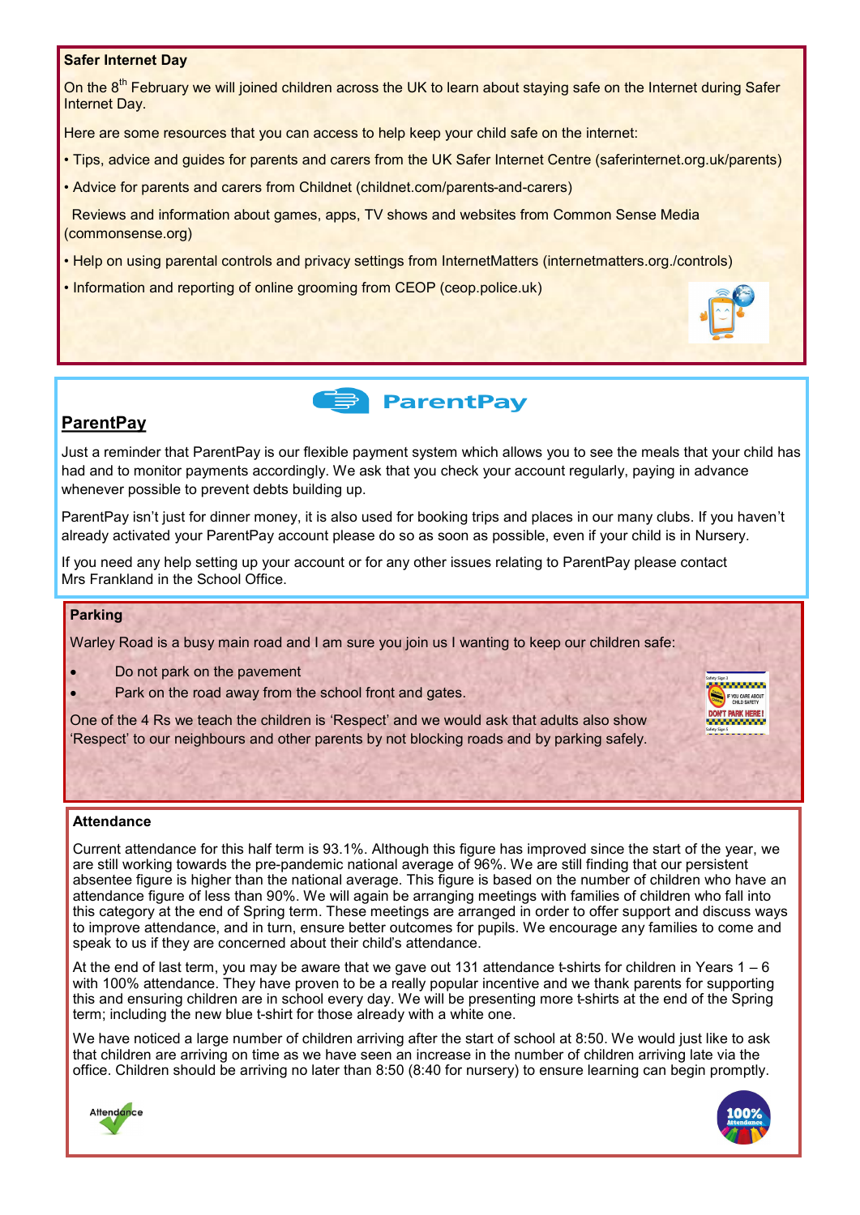## Safer Internet Day

On the 8th February we will joined children across the UK to learn about staying safe on the Internet during Safer Internet Day.

Here are some resources that you can access to help keep your child safe on the internet:

- Tips, advice and guides for parents and carers from the UK Safer Internet Centre (saferinternet.org.uk/parents)
- Advice for parents and carers from Childnet (childnet.com/parents-and-carers)
- Reviews and information about games, apps, TV shows and websites from Common Sense Media (commonsense.org)
- Help on using parental controls and privacy settings from InternetMatters (internetmatters.org./controls)
- Information and reporting of online grooming from CEOP (ceop.police.uk)

## ParentPay

Just a reminder that ParentPay is our flexible payment system which allows you to see the meals that your child has had and to monitor payments accordingly. We ask that you check your account regularly, paying in advance whenever possible to prevent debts building up.

ParentPay isn't just for dinner money, it is also used for booking trips and places in our many clubs. If you haven't already activated your ParentPay account please do so as soon as possible, even if your child is in Nursery.

If you need any help setting up your account or for any other issues relating to ParentPay please contact Mrs Frankland in the School Office.

## Parking

Warley Road is a busy main road and I am sure you join us I wanting to keep our children safe:

- Do not park on the pavement
- Park on the road away from the school front and gates.

One of the 4 Rs we teach the children is 'Respect' and we would ask that adults also show 'Respect' to our neighbours and other parents by not blocking roads and by parking safely.

## Attendance

Current attendance for this half term is 93.1%. Although this figure has improved since the start of the year, we are still working towards the pre-pandemic national average of 96%. We are still finding that our persistent absentee figure is higher than the national average. This figure is based on the number of children who have an attendance figure of less than 90%. We will again be arranging meetings with families of children who fall into this category at the end of Spring term. These meetings are arranged in order to offer support and discuss ways to improve attendance, and in turn, ensure better outcomes for pupils. We encourage any families to come and speak to us if they are concerned about their child's attendance.

At the end of last term, you may be aware that we gave out 131 attendance t-shirts for children in Years 1 – 6 with 100% attendance. They have proven to be a really popular incentive and we thank parents for supporting this and ensuring children are in school every day. We will be presenting more t-shirts at the end of the Spring term; including the new blue t-shirt for those already with a white one.

We have noticed a large number of children arriving after the start of school at 8:50. We would just like to ask that children are arriving on time as we have seen an increase in the number of children arriving late via the office. Children should be arriving no later than 8:50 (8:40 for nursery) to ensure learning can begin promptly.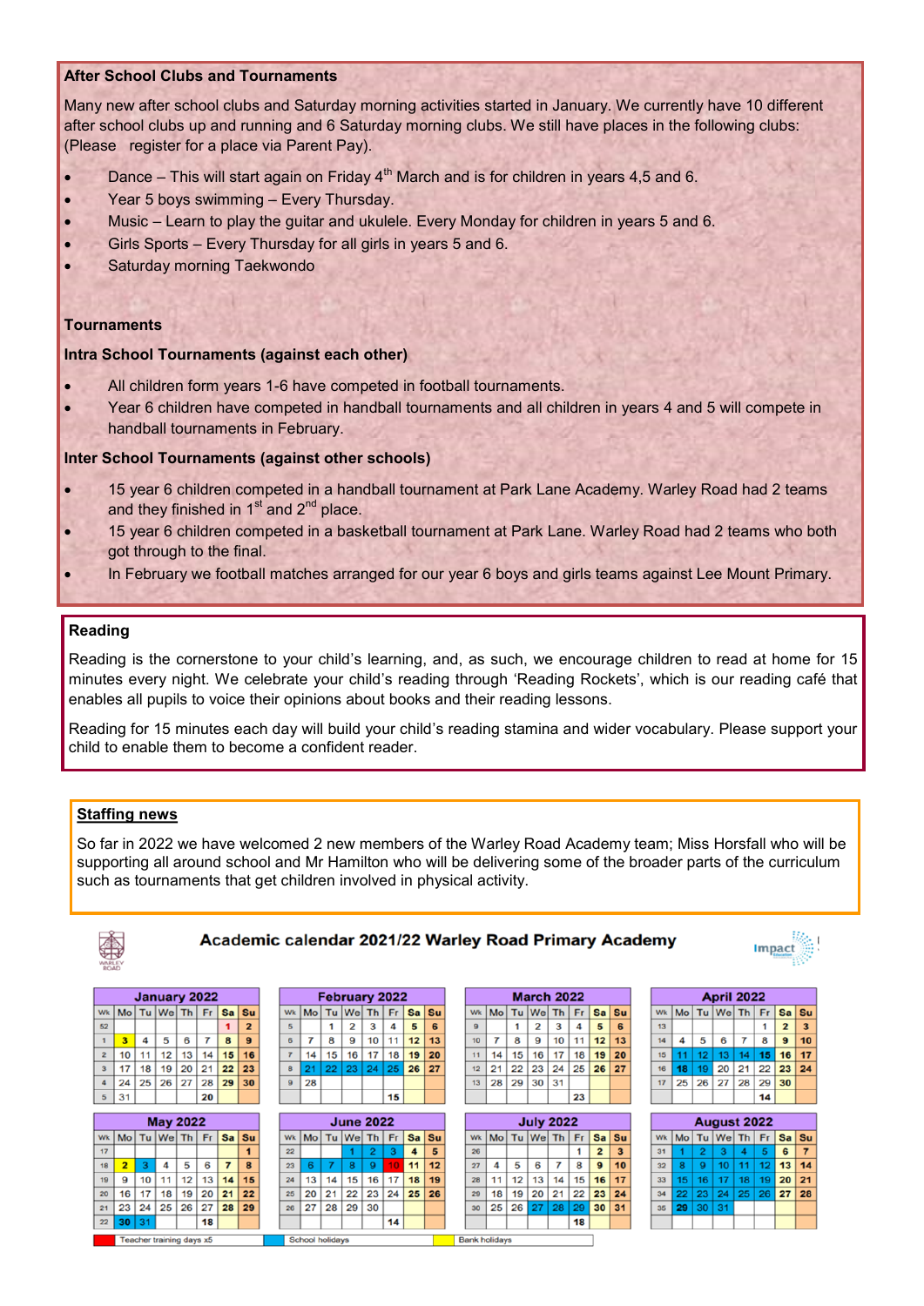## After School Clubs and Tournaments

Many new after school clubs and Saturday morning activities started in January. We currently have 10 different after school clubs up and running and 6 Saturday morning clubs. We still have places in the following clubs: (Please register for a place via Parent Pay).

- Dance – This will start again on Friday 4th March and is for children in years 4,5 and 6.
- Year 5 boys swimming – Every Thursday.
- Music – Learn to play the guitar and ukulele. Every Monday for children in years 5 and 6.
- Girls Sports – Every Thursday for all girls in years 5 and 6.
- Saturday morning Taekwondo

### Tournaments

**Intra School Tournaments (against each other)**

- All children form years 1-6 have competed in football tournaments.
- Year 6 children have competed in handball tournaments and all children in years 4 and 5 will compete in handball tournaments in February.

**Inter School Tournaments (against other schools)**

- 15 year 6 children competed in a handball tournament at Park Lane Academy. Warley Road had 2 teams and they finished in 1st and 2nd place.
- 15 year 6 children competed in a basketball tournament at Park Lane. Warley Road had 2 teams who both got through to the final.
- In February we football matches arranged for our year 6 boys and girls teams against Lee Mount Primary.

## Reading

Reading is the cornerstone to your child's learning, and, as such, we encourage children to read at home for 15 minutes every night. We celebrate your child's reading through 'Reading Rockets', which is our reading café that enables all pupils to voice their opinions about books and their reading lessons.

Reading for 15 minutes each day will build your child's reading stamina and wider vocabulary. Please support your child to enable them to become a confident reader.

## Staffing news

So far in 2022 we have welcomed 2 new members of the Warley Road Academy team; Miss Horsfall who will be supporting all around school and Mr Hamilton who will be delivering some of the broader parts of the curriculum such as tournaments that get children involved in physical activity.

## Academic calendar 2021/22 Warley Road Primary Academy

**January 2022**

| Wk | Mo | Tu | We | Th | Fr | Sa | Su |
|---|---|---|---|---|---|---|---|
| 52 | | | | | | 1 | 2 |
| 1 | 3 | 4 | 5 | 6 | 7 | 8 | 9 |
| 2 | 10 | 11 | 12 | 13 | 14 | 15 | 16 |
| 3 | 17 | 18 | 19 | 20 | 21 | 22 | 23 |
| 4 | 24 | 25 | 26 | 27 | 28 | 29 | 30 |
| 5 | 31 | | | | 20 | | |

**February 2022**

| Wk | Mo | Tu | We | Th | Fr | Sa | Su |
|---|---|---|---|---|---|---|---|
| 5 | | 1 | 2 | 3 | 4 | 5 | 6 |
| 6 | 7 | 8 | 9 | 10 | 11 | 12 | 13 |
| 7 | 14 | 15 | 16 | 17 | 18 | 19 | 20 |
| 8 | 21 | 22 | 23 | 24 | 25 | 26 | 27 |
| 9 | 28 | | | | | | |
| | | | | | 15 | | |

**March 2022**

| Wk | Mo | Tu | We | Th | Fr | Sa | Su |
|---|---|---|---|---|---|---|---|
| 9 | | 1 | 2 | 3 | 4 | 5 | 6 |
| 10 | 7 | 8 | 9 | 10 | 11 | 12 | 13 |
| 11 | 14 | 15 | 16 | 17 | 18 | 19 | 20 |
| 12 | 21 | 22 | 23 | 24 | 25 | 26 | 27 |
| 13 | 28 | 29 | 30 | 31 | | | |
| | | | | | 23 | | |

**April 2022**

| Wk | Mo | Tu | We | Th | Fr | Sa | Su |
|---|---|---|---|---|---|---|---|
| 13 | | | | | 1 | 2 | 3 |
| 14 | 4 | 5 | 6 | 7 | 8 | 9 | 10 |
| 15 | 11 | 12 | 13 | 14 | 15 | 16 | 17 |
| 16 | 18 | 19 | 20 | 21 | 22 | 23 | 24 |
| 17 | 25 | 26 | 27 | 28 | 29 | 30 | |
| | | | | | 14 | | |

**May 2022**

| Wk | Mo | Tu | We | Th | Fr | Sa | Su |
|---|---|---|---|---|---|---|---|
| 17 | | | | | | | 1 |
| 18 | 2 | 3 | 4 | 5 | 6 | 7 | 8 |
| 19 | 9 | 10 | 11 | 12 | 13 | 14 | 15 |
| 20 | 16 | 17 | 18 | 19 | 20 | 21 | 22 |
| 21 | 23 | 24 | 25 | 26 | 27 | 28 | 29 |
| 22 | 30 | 31 | | | 18 | | |

**June 2022**

| Wk | Mo | Tu | We | Th | Fr | Sa | Su |
|---|---|---|---|---|---|---|---|
| 22 | | | 1 | 2 | 3 | 4 | 5 |
| 23 | 6 | 7 | 8 | 9 | 10 | 11 | 12 |
| 24 | 13 | 14 | 15 | 16 | 17 | 18 | 19 |
| 25 | 20 | 21 | 22 | 23 | 24 | 25 | 26 |
| 26 | 27 | 28 | 29 | 30 | | | |
| | | | | | 14 | | |

**July 2022**

| Wk | Mo | Tu | We | Th | Fr | Sa | Su |
|---|---|---|---|---|---|---|---|
| 26 | | | | | 1 | 2 | 3 |
| 27 | 4 | 5 | 6 | 7 | 8 | 9 | 10 |
| 28 | 11 | 12 | 13 | 14 | 15 | 16 | 17 |
| 29 | 18 | 19 | 20 | 21 | 22 | 23 | 24 |
| 30 | 25 | 26 | 27 | 28 | 29 | 30 | 31 |
| | | | | | 18 | | |

**August 2022**

| Wk | Mo | Tu | We | Th | Fr | Sa | Su |
|---|---|---|---|---|---|---|---|
| 31 | 1 | 2 | 3 | 4 | 5 | 6 | 7 |
| 32 | 8 | 9 | 10 | 11 | 12 | 13 | 14 |
| 33 | 15 | 16 | 17 | 18 | 19 | 20 | 21 |
| 34 | 22 | 23 | 24 | 25 | 26 | 27 | 28 |
| 35 | 29 | 30 | 31 | | | | |

Teacher training days x5 | School holidays | Bank holidays